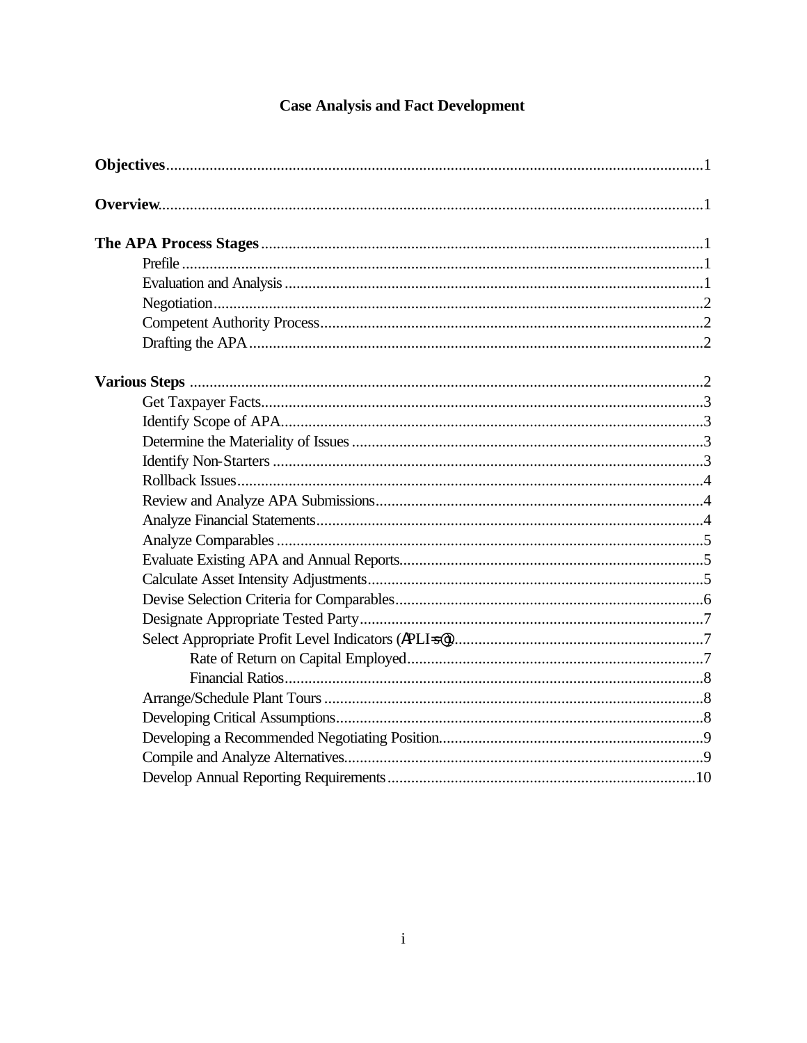# Case Analysis and Fact Development

**Objectives**...................................................................................................................1

**Overview**.......................................................................................................................1

**The APA Process Stages**..............................................................................................1

- Prefile....................................................................................................................1
- Evaluation and Analysis.........................................................................................1
- Negotiation............................................................................................................2
- Competent Authority Process.................................................................................2
- Drafting the APA....................................................................................................2

**Various Steps**................................................................................................................2

- Get Taxpayer Facts.................................................................................................3
- Identify Scope of APA............................................................................................3
- Determine the Materiality of Issues........................................................................3
- Identify Non-Starters..............................................................................................3
- Rollback Issues.......................................................................................................4
- Review and Analyze APA Submissions...................................................................4
- Analyze Financial Statements..................................................................................4
- Analyze Comparables..............................................................................................5
- Evaluate Existing APA and Annual Reports............................................................5
- Calculate Asset Intensity Adjustments.....................................................................5
- Devise Selection Criteria for Comparables..............................................................6
- Designate Appropriate Tested Party........................................................................7
- Select Appropriate Profit Level Indicators (ΑPLI=s@)..............................................7
  - Rate of Return on Capital Employed..........................................................7
  - Financial Ratios..........................................................................................8
- Arrange/Schedule Plant Tours.................................................................................8
- Developing Critical Assumptions.............................................................................8
- Developing a Recommended Negotiating Position...................................................9
- Compile and Analyze Alternatives...........................................................................9
- Develop Annual Reporting Requirements...............................................................10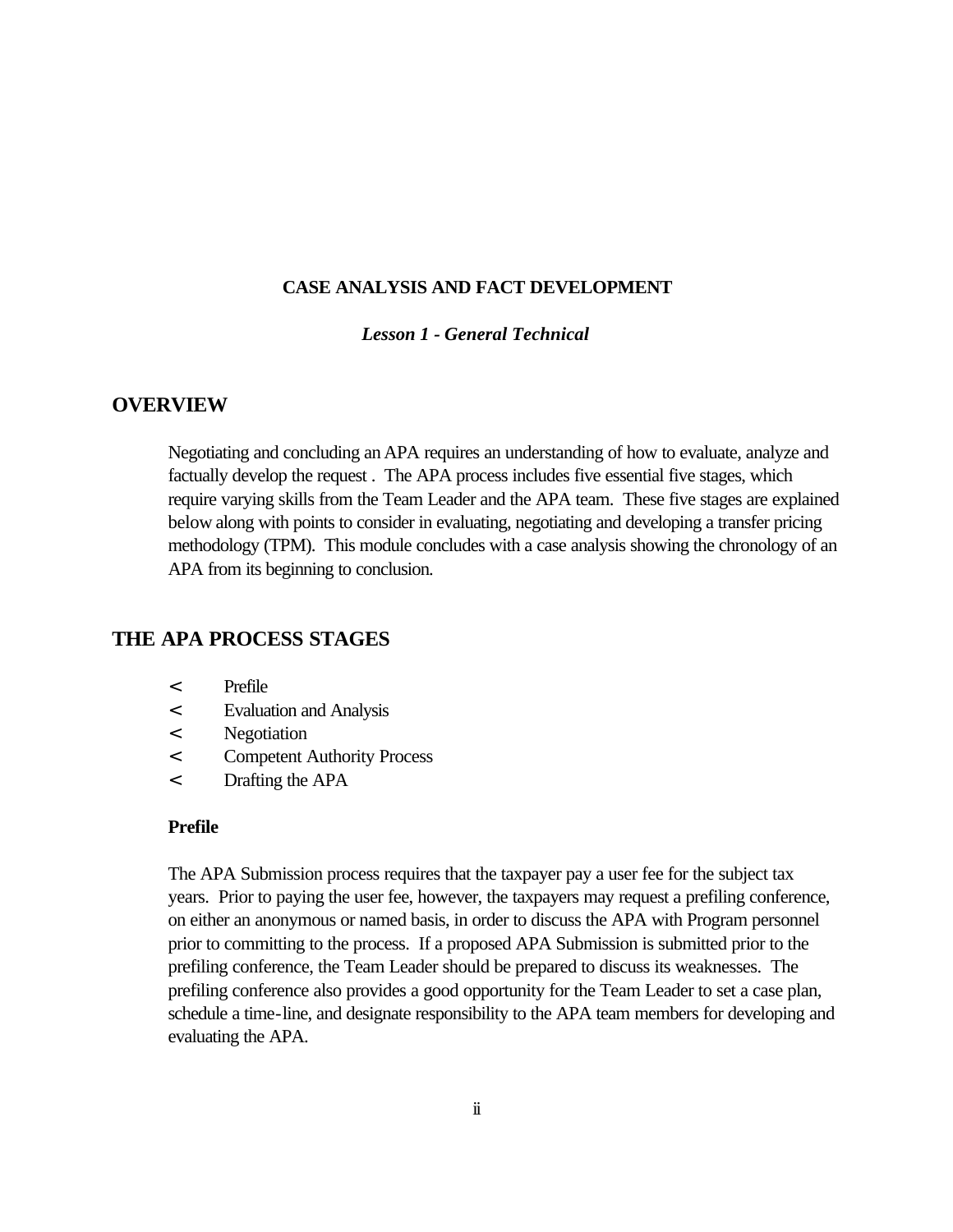**CASE ANALYSIS AND FACT DEVELOPMENT**

***Lesson 1 - General Technical***

## OVERVIEW

Negotiating and concluding an APA requires an understanding of how to evaluate, analyze and factually develop the request . The APA process includes five essential five stages, which require varying skills from the Team Leader and the APA team. These five stages are explained below along with points to consider in evaluating, negotiating and developing a transfer pricing methodology (TPM). This module concludes with a case analysis showing the chronology of an APA from its beginning to conclusion.

## THE APA PROCESS STAGES

- Prefile
- Evaluation and Analysis
- Negotiation
- Competent Authority Process
- Drafting the APA

### Prefile

The APA Submission process requires that the taxpayer pay a user fee for the subject tax years. Prior to paying the user fee, however, the taxpayers may request a prefiling conference, on either an anonymous or named basis, in order to discuss the APA with Program personnel prior to committing to the process. If a proposed APA Submission is submitted prior to the prefiling conference, the Team Leader should be prepared to discuss its weaknesses. The prefiling conference also provides a good opportunity for the Team Leader to set a case plan, schedule a time-line, and designate responsibility to the APA team members for developing and evaluating the APA.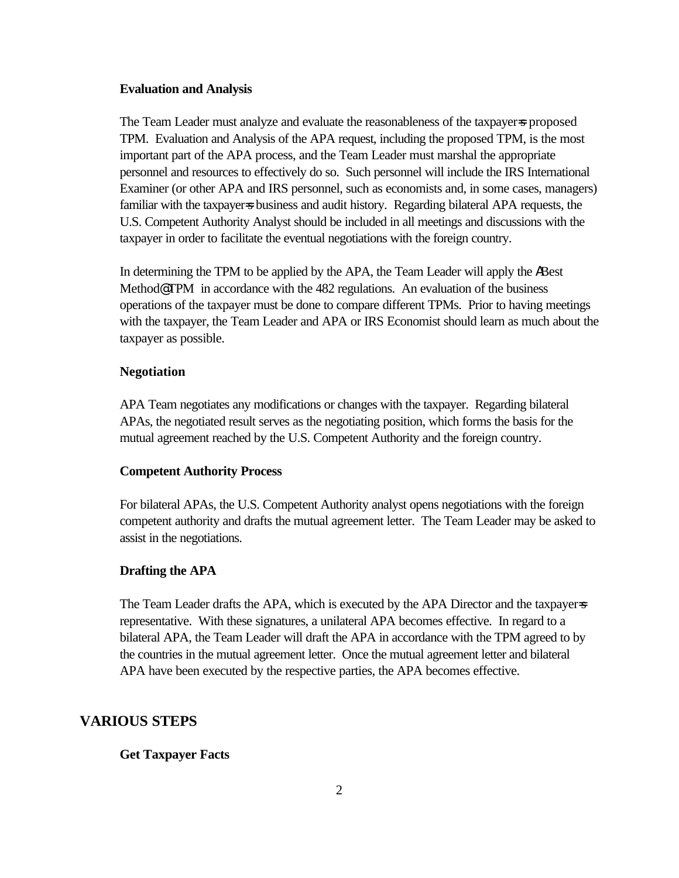### Evaluation and Analysis

The Team Leader must analyze and evaluate the reasonableness of the taxpayer=s proposed TPM. Evaluation and Analysis of the APA request, including the proposed TPM, is the most important part of the APA process, and the Team Leader must marshal the appropriate personnel and resources to effectively do so. Such personnel will include the IRS International Examiner (or other APA and IRS personnel, such as economists and, in some cases, managers) familiar with the taxpayer=s business and audit history. Regarding bilateral APA requests, the U.S. Competent Authority Analyst should be included in all meetings and discussions with the taxpayer in order to facilitate the eventual negotiations with the foreign country.

In determining the TPM to be applied by the APA, the Team Leader will apply the ABest Method@ TPM in accordance with the 482 regulations. An evaluation of the business operations of the taxpayer must be done to compare different TPMs. Prior to having meetings with the taxpayer, the Team Leader and APA or IRS Economist should learn as much about the taxpayer as possible.

### Negotiation

APA Team negotiates any modifications or changes with the taxpayer. Regarding bilateral APAs, the negotiated result serves as the negotiating position, which forms the basis for the mutual agreement reached by the U.S. Competent Authority and the foreign country.

### Competent Authority Process

For bilateral APAs, the U.S. Competent Authority analyst opens negotiations with the foreign competent authority and drafts the mutual agreement letter. The Team Leader may be asked to assist in the negotiations.

### Drafting the APA

The Team Leader drafts the APA, which is executed by the APA Director and the taxpayer=s representative. With these signatures, a unilateral APA becomes effective. In regard to a bilateral APA, the Team Leader will draft the APA in accordance with the TPM agreed to by the countries in the mutual agreement letter. Once the mutual agreement letter and bilateral APA have been executed by the respective parties, the APA becomes effective.

## VARIOUS STEPS

### Get Taxpayer Facts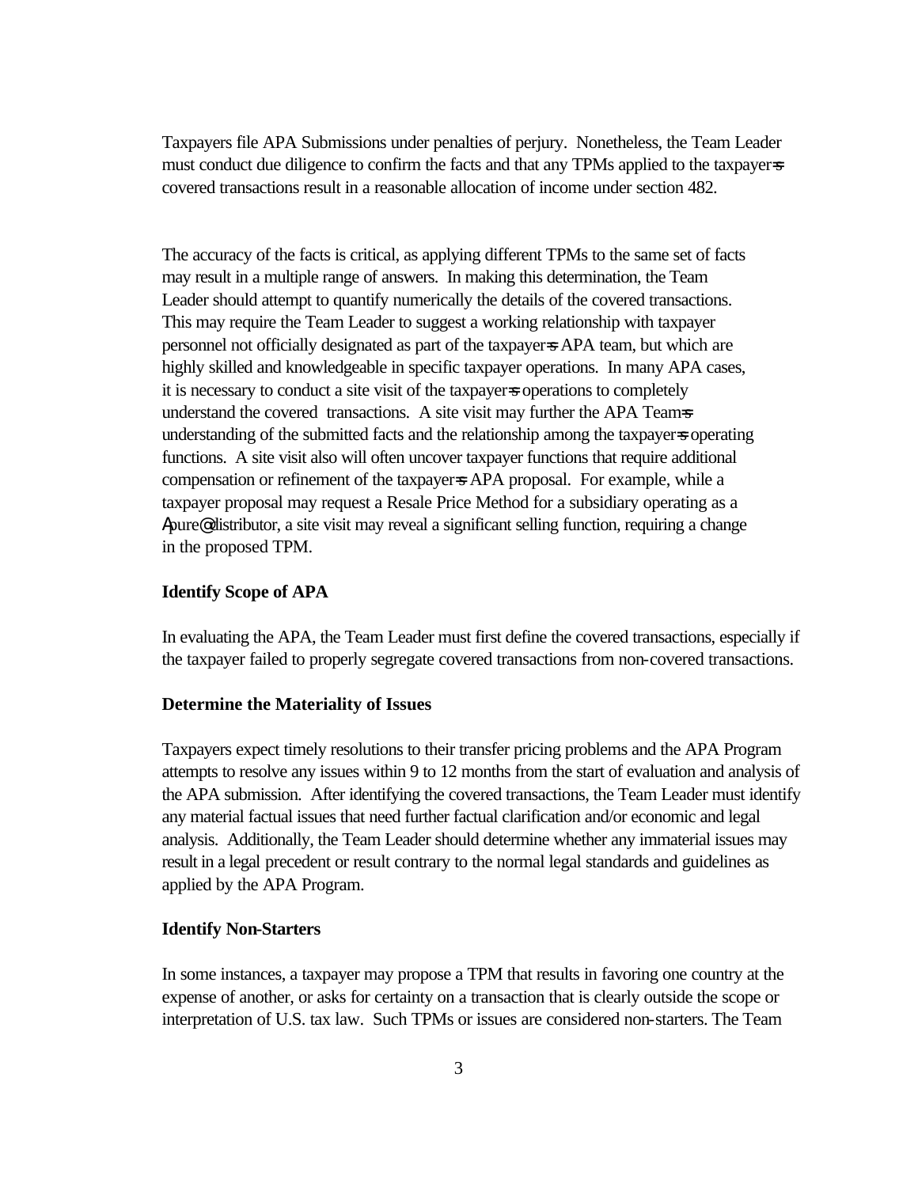Taxpayers file APA Submissions under penalties of perjury. Nonetheless, the Team Leader must conduct due diligence to confirm the facts and that any TPMs applied to the taxpayer=s covered transactions result in a reasonable allocation of income under section 482.

The accuracy of the facts is critical, as applying different TPMs to the same set of facts may result in a multiple range of answers. In making this determination, the Team Leader should attempt to quantify numerically the details of the covered transactions. This may require the Team Leader to suggest a working relationship with taxpayer personnel not officially designated as part of the taxpayer=s APA team, but which are highly skilled and knowledgeable in specific taxpayer operations. In many APA cases, it is necessary to conduct a site visit of the taxpayer=s operations to completely understand the covered transactions. A site visit may further the APA Team=s understanding of the submitted facts and the relationship among the taxpayer=s operating functions. A site visit also will often uncover taxpayer functions that require additional compensation or refinement of the taxpayer=s APA proposal. For example, while a taxpayer proposal may request a Resale Price Method for a subsidiary operating as a Apure@ distributor, a site visit may reveal a significant selling function, requiring a change in the proposed TPM.

**Identify Scope of APA**

In evaluating the APA, the Team Leader must first define the covered transactions, especially if the taxpayer failed to properly segregate covered transactions from non-covered transactions.

**Determine the Materiality of Issues**

Taxpayers expect timely resolutions to their transfer pricing problems and the APA Program attempts to resolve any issues within 9 to 12 months from the start of evaluation and analysis of the APA submission. After identifying the covered transactions, the Team Leader must identify any material factual issues that need further factual clarification and/or economic and legal analysis. Additionally, the Team Leader should determine whether any immaterial issues may result in a legal precedent or result contrary to the normal legal standards and guidelines as applied by the APA Program.

**Identify Non-Starters**

In some instances, a taxpayer may propose a TPM that results in favoring one country at the expense of another, or asks for certainty on a transaction that is clearly outside the scope or interpretation of U.S. tax law. Such TPMs or issues are considered non-starters. The Team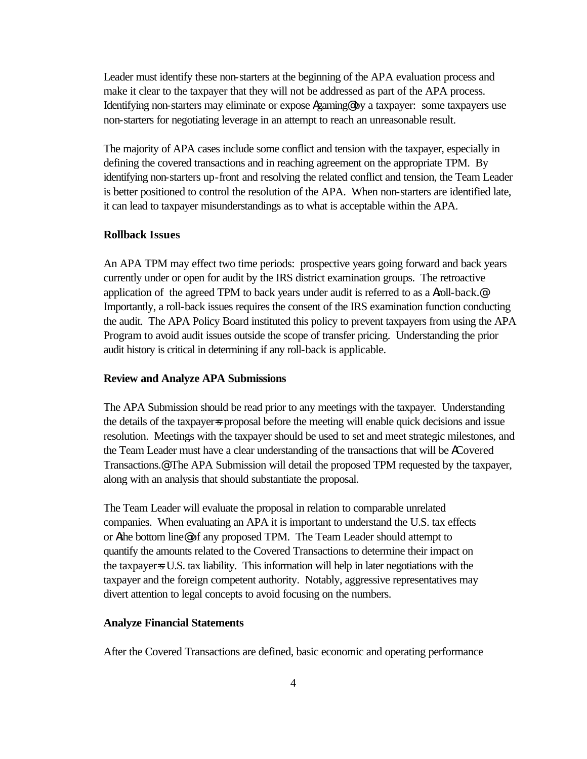Leader must identify these non-starters at the beginning of the APA evaluation process and make it clear to the taxpayer that they will not be addressed as part of the APA process. Identifying non-starters may eliminate or expose Agaming@ by a taxpayer: some taxpayers use non-starters for negotiating leverage in an attempt to reach an unreasonable result.

The majority of APA cases include some conflict and tension with the taxpayer, especially in defining the covered transactions and in reaching agreement on the appropriate TPM. By identifying non-starters up-front and resolving the related conflict and tension, the Team Leader is better positioned to control the resolution of the APA. When non-starters are identified late, it can lead to taxpayer misunderstandings as to what is acceptable within the APA.

**Rollback Issues**

An APA TPM may effect two time periods: prospective years going forward and back years currently under or open for audit by the IRS district examination groups. The retroactive application of the agreed TPM to back years under audit is referred to as a Aroll-back.@ Importantly, a roll-back issues requires the consent of the IRS examination function conducting the audit. The APA Policy Board instituted this policy to prevent taxpayers from using the APA Program to avoid audit issues outside the scope of transfer pricing. Understanding the prior audit history is critical in determining if any roll-back is applicable.

**Review and Analyze APA Submissions**

The APA Submission should be read prior to any meetings with the taxpayer. Understanding the details of the taxpayer=s proposal before the meeting will enable quick decisions and issue resolution. Meetings with the taxpayer should be used to set and meet strategic milestones, and the Team Leader must have a clear understanding of the transactions that will be ACovered Transactions.@ The APA Submission will detail the proposed TPM requested by the taxpayer, along with an analysis that should substantiate the proposal.

The Team Leader will evaluate the proposal in relation to comparable unrelated companies. When evaluating an APA it is important to understand the U.S. tax effects or Athe bottom line@ of any proposed TPM. The Team Leader should attempt to quantify the amounts related to the Covered Transactions to determine their impact on the taxpayer=s U.S. tax liability. This information will help in later negotiations with the taxpayer and the foreign competent authority. Notably, aggressive representatives may divert attention to legal concepts to avoid focusing on the numbers.

**Analyze Financial Statements**

After the Covered Transactions are defined, basic economic and operating performance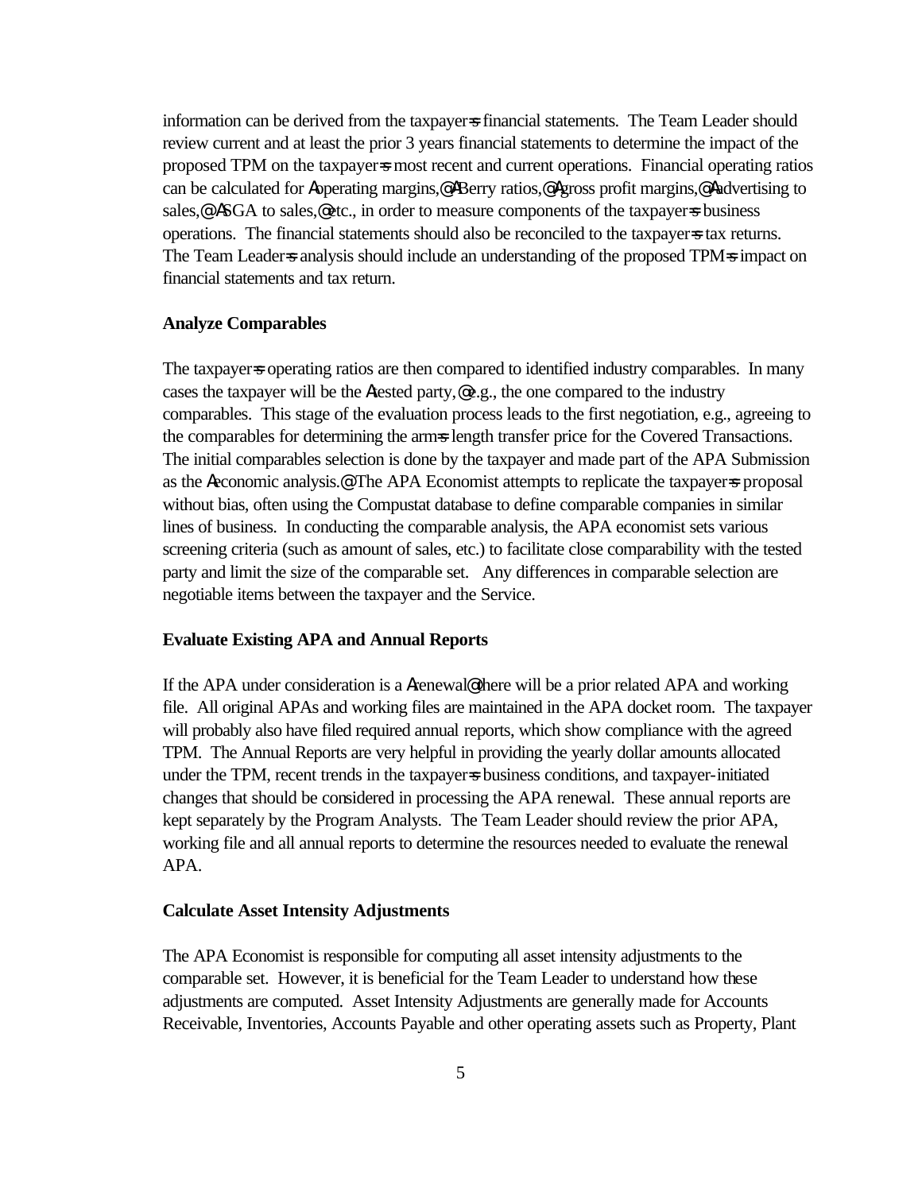information can be derived from the taxpayer=s financial statements. The Team Leader should review current and at least the prior 3 years financial statements to determine the impact of the proposed TPM on the taxpayer=s most recent and current operations. Financial operating ratios can be calculated for Aoperating margins,@ ABerry ratios,@ Agross profit margins,@ Aadvertising to sales,@ ASGA to sales,@ etc., in order to measure components of the taxpayer=s business operations. The financial statements should also be reconciled to the taxpayer=s tax returns. The Team Leader=s analysis should include an understanding of the proposed TPM=s impact on financial statements and tax return.

**Analyze Comparables**

The taxpayer=s operating ratios are then compared to identified industry comparables. In many cases the taxpayer will be the Atested party,@ e.g., the one compared to the industry comparables. This stage of the evaluation process leads to the first negotiation, e.g., agreeing to the comparables for determining the arm=s length transfer price for the Covered Transactions. The initial comparables selection is done by the taxpayer and made part of the APA Submission as the Aeconomic analysis.@ The APA Economist attempts to replicate the taxpayer=s proposal without bias, often using the Compustat database to define comparable companies in similar lines of business. In conducting the comparable analysis, the APA economist sets various screening criteria (such as amount of sales, etc.) to facilitate close comparability with the tested party and limit the size of the comparable set. Any differences in comparable selection are negotiable items between the taxpayer and the Service.

**Evaluate Existing APA and Annual Reports**

If the APA under consideration is a Arenewal@ there will be a prior related APA and working file. All original APAs and working files are maintained in the APA docket room. The taxpayer will probably also have filed required annual reports, which show compliance with the agreed TPM. The Annual Reports are very helpful in providing the yearly dollar amounts allocated under the TPM, recent trends in the taxpayer=s business conditions, and taxpayer-initiated changes that should be considered in processing the APA renewal. These annual reports are kept separately by the Program Analysts. The Team Leader should review the prior APA, working file and all annual reports to determine the resources needed to evaluate the renewal APA.

**Calculate Asset Intensity Adjustments**

The APA Economist is responsible for computing all asset intensity adjustments to the comparable set. However, it is beneficial for the Team Leader to understand how these adjustments are computed. Asset Intensity Adjustments are generally made for Accounts Receivable, Inventories, Accounts Payable and other operating assets such as Property, Plant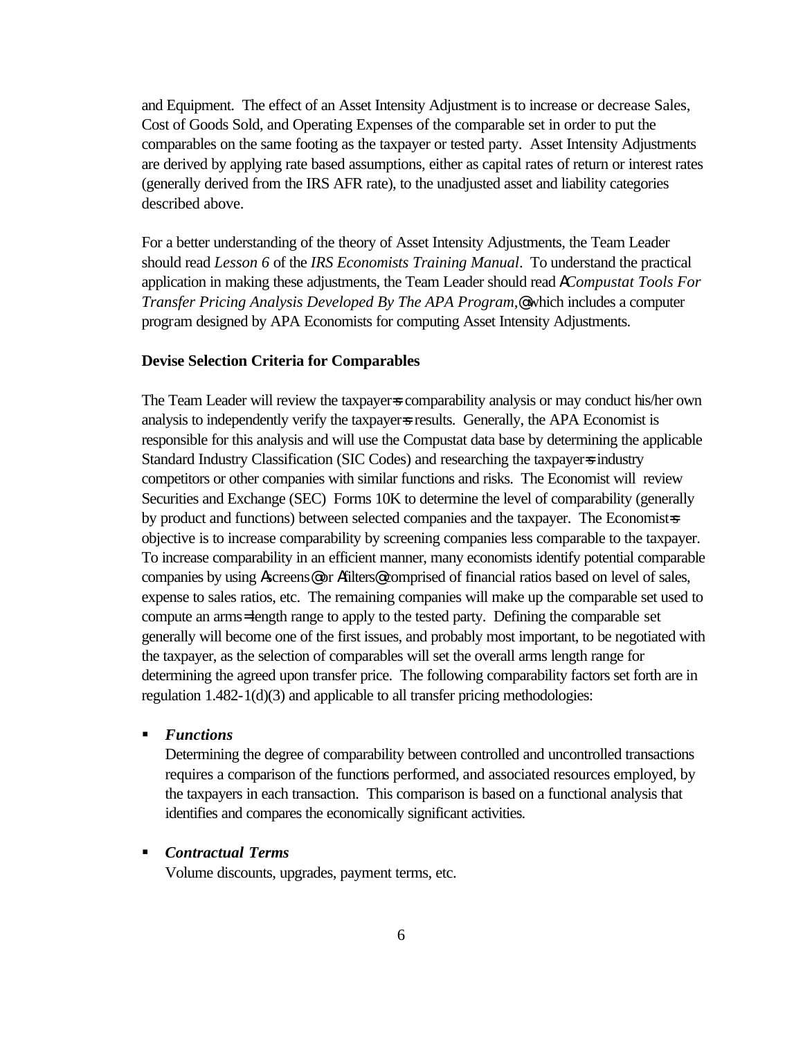and Equipment. The effect of an Asset Intensity Adjustment is to increase or decrease Sales, Cost of Goods Sold, and Operating Expenses of the comparable set in order to put the comparables on the same footing as the taxpayer or tested party. Asset Intensity Adjustments are derived by applying rate based assumptions, either as capital rates of return or interest rates (generally derived from the IRS AFR rate), to the unadjusted asset and liability categories described above.

For a better understanding of the theory of Asset Intensity Adjustments, the Team Leader should read *Lesson 6* of the *IRS Economists Training Manual*. To understand the practical application in making these adjustments, the Team Leader should read A*Compustat Tools For Transfer Pricing Analysis Developed By The APA Program*,@ which includes a computer program designed by APA Economists for computing Asset Intensity Adjustments.

**Devise Selection Criteria for Comparables**

The Team Leader will review the taxpayer=s comparability analysis or may conduct his/her own analysis to independently verify the taxpayer=s results. Generally, the APA Economist is responsible for this analysis and will use the Compustat data base by determining the applicable Standard Industry Classification (SIC Codes) and researching the taxpayer=s industry competitors or other companies with similar functions and risks. The Economist will review Securities and Exchange (SEC) Forms 10K to determine the level of comparability (generally by product and functions) between selected companies and the taxpayer. The Economist=s objective is to increase comparability by screening companies less comparable to the taxpayer. To increase comparability in an efficient manner, many economists identify potential comparable companies by using Ascreens@ or Afilters@ comprised of financial ratios based on level of sales, expense to sales ratios, etc. The remaining companies will make up the comparable set used to compute an arms=length range to apply to the tested party. Defining the comparable set generally will become one of the first issues, and probably most important, to be negotiated with the taxpayer, as the selection of comparables will set the overall arms length range for determining the agreed upon transfer price. The following comparability factors set forth are in regulation 1.482-1(d)(3) and applicable to all transfer pricing methodologies:

- ***Functions***
  Determining the degree of comparability between controlled and uncontrolled transactions requires a comparison of the functions performed, and associated resources employed, by the taxpayers in each transaction. This comparison is based on a functional analysis that identifies and compares the economically significant activities.

- ***Contractual Terms***
  Volume discounts, upgrades, payment terms, etc.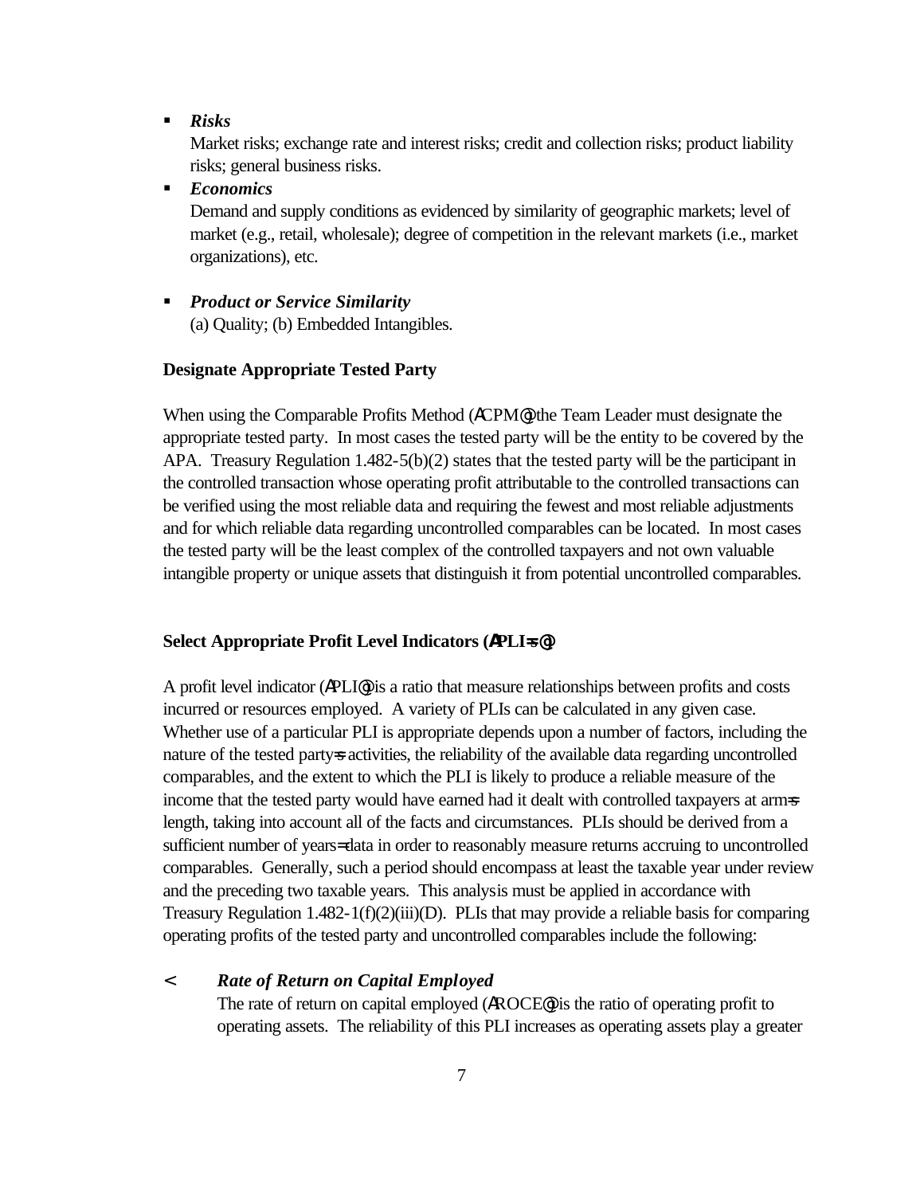- ***Risks***
  Market risks; exchange rate and interest risks; credit and collection risks; product liability risks; general business risks.
- ***Economics***
  Demand and supply conditions as evidenced by similarity of geographic markets; level of market (e.g., retail, wholesale); degree of competition in the relevant markets (i.e., market organizations), etc.

- ***Product or Service Similarity***
  (a) Quality; (b) Embedded Intangibles.

**Designate Appropriate Tested Party**

When using the Comparable Profits Method (ACPM@) the Team Leader must designate the appropriate tested party. In most cases the tested party will be the entity to be covered by the APA. Treasury Regulation 1.482-5(b)(2) states that the tested party will be the participant in the controlled transaction whose operating profit attributable to the controlled transactions can be verified using the most reliable data and requiring the fewest and most reliable adjustments and for which reliable data regarding uncontrolled comparables can be located. In most cases the tested party will be the least complex of the controlled taxpayers and not own valuable intangible property or unique assets that distinguish it from potential uncontrolled comparables.

**Select Appropriate Profit Level Indicators (APLI=s@)**

A profit level indicator (APLI@) is a ratio that measure relationships between profits and costs incurred or resources employed. A variety of PLIs can be calculated in any given case. Whether use of a particular PLI is appropriate depends upon a number of factors, including the nature of the tested party=s activities, the reliability of the available data regarding uncontrolled comparables, and the extent to which the PLI is likely to produce a reliable measure of the income that the tested party would have earned had it dealt with controlled taxpayers at arm=s length, taking into account all of the facts and circumstances. PLIs should be derived from a sufficient number of years= data in order to reasonably measure returns accruing to uncontrolled comparables. Generally, such a period should encompass at least the taxable year under review and the preceding two taxable years. This analysis must be applied in accordance with Treasury Regulation 1.482-1(f)(2)(iii)(D). PLIs that may provide a reliable basis for comparing operating profits of the tested party and uncontrolled comparables include the following:

< ***Rate of Return on Capital Employed***
  The rate of return on capital employed (AROCE@) is the ratio of operating profit to operating assets. The reliability of this PLI increases as operating assets play a greater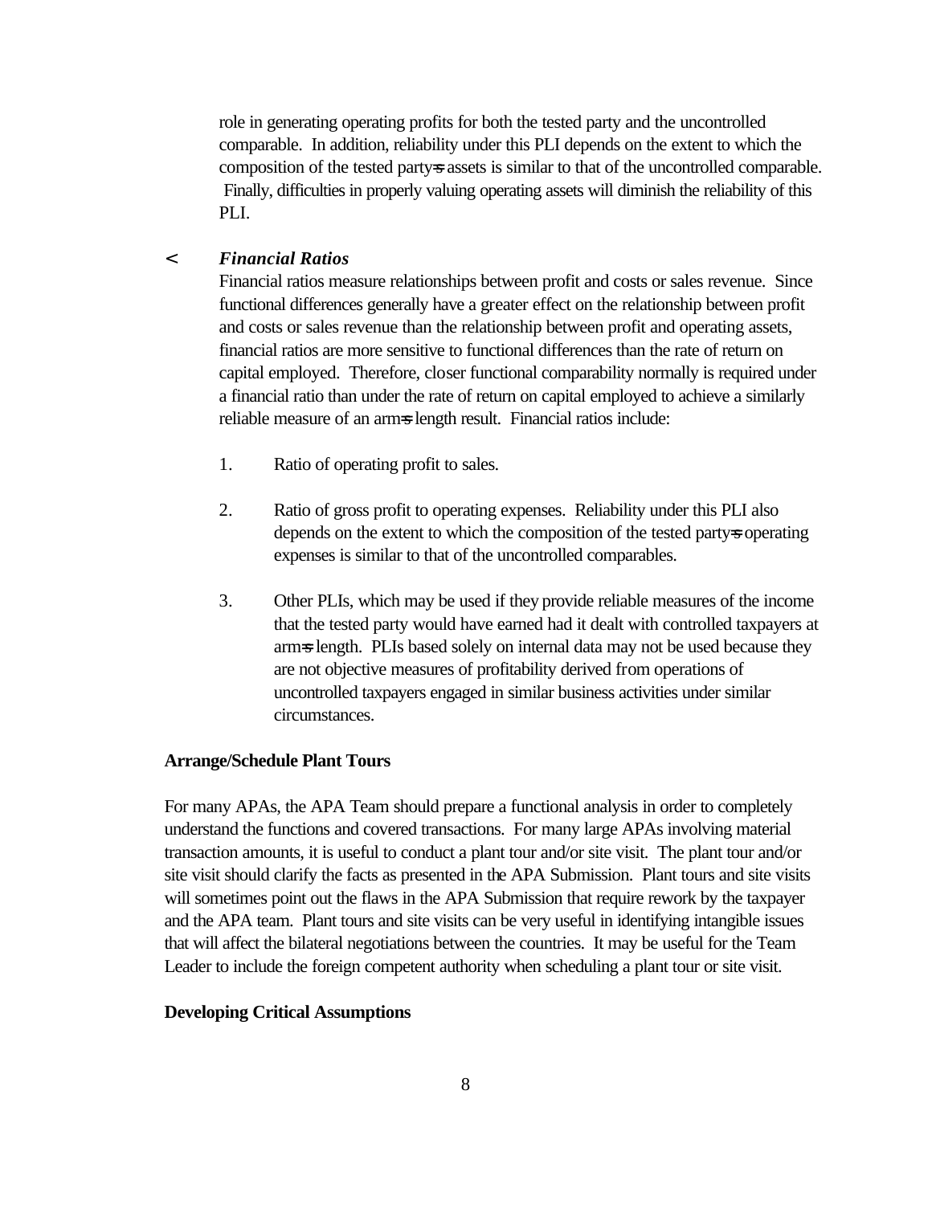role in generating operating profits for both the tested party and the uncontrolled comparable. In addition, reliability under this PLI depends on the extent to which the composition of the tested party=s assets is similar to that of the uncontrolled comparable. Finally, difficulties in properly valuing operating assets will diminish the reliability of this PLI.

< ***Financial Ratios***

Financial ratios measure relationships between profit and costs or sales revenue. Since functional differences generally have a greater effect on the relationship between profit and costs or sales revenue than the relationship between profit and operating assets, financial ratios are more sensitive to functional differences than the rate of return on capital employed. Therefore, closer functional comparability normally is required under a financial ratio than under the rate of return on capital employed to achieve a similarly reliable measure of an arm=s length result. Financial ratios include:

1. Ratio of operating profit to sales.

2. Ratio of gross profit to operating expenses. Reliability under this PLI also depends on the extent to which the composition of the tested party=s operating expenses is similar to that of the uncontrolled comparables.

3. Other PLIs, which may be used if they provide reliable measures of the income that the tested party would have earned had it dealt with controlled taxpayers at arm=s length. PLIs based solely on internal data may not be used because they are not objective measures of profitability derived from operations of uncontrolled taxpayers engaged in similar business activities under similar circumstances.

**Arrange/Schedule Plant Tours**

For many APAs, the APA Team should prepare a functional analysis in order to completely understand the functions and covered transactions. For many large APAs involving material transaction amounts, it is useful to conduct a plant tour and/or site visit. The plant tour and/or site visit should clarify the facts as presented in the APA Submission. Plant tours and site visits will sometimes point out the flaws in the APA Submission that require rework by the taxpayer and the APA team. Plant tours and site visits can be very useful in identifying intangible issues that will affect the bilateral negotiations between the countries. It may be useful for the Team Leader to include the foreign competent authority when scheduling a plant tour or site visit.

**Developing Critical Assumptions**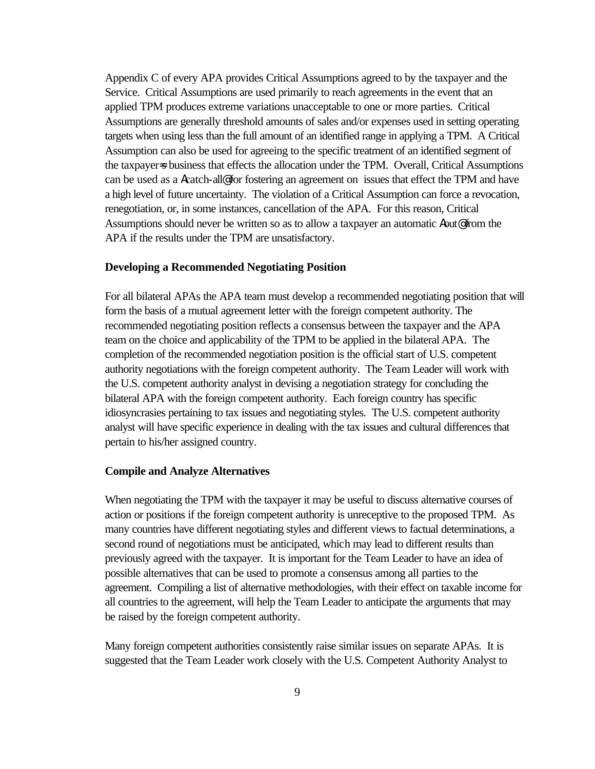Appendix C of every APA provides Critical Assumptions agreed to by the taxpayer and the Service. Critical Assumptions are used primarily to reach agreements in the event that an applied TPM produces extreme variations unacceptable to one or more parties. Critical Assumptions are generally threshold amounts of sales and/or expenses used in setting operating targets when using less than the full amount of an identified range in applying a TPM. A Critical Assumption can also be used for agreeing to the specific treatment of an identified segment of the taxpayer=s business that effects the allocation under the TPM. Overall, Critical Assumptions can be used as a Acatch-all@ for fostering an agreement on issues that effect the TPM and have a high level of future uncertainty. The violation of a Critical Assumption can force a revocation, renegotiation, or, in some instances, cancellation of the APA. For this reason, Critical Assumptions should never be written so as to allow a taxpayer an automatic Aout@ from the APA if the results under the TPM are unsatisfactory.

**Developing a Recommended Negotiating Position**

For all bilateral APAs the APA team must develop a recommended negotiating position that will form the basis of a mutual agreement letter with the foreign competent authority. The recommended negotiating position reflects a consensus between the taxpayer and the APA team on the choice and applicability of the TPM to be applied in the bilateral APA. The completion of the recommended negotiation position is the official start of U.S. competent authority negotiations with the foreign competent authority. The Team Leader will work with the U.S. competent authority analyst in devising a negotiation strategy for concluding the bilateral APA with the foreign competent authority. Each foreign country has specific idiosyncrasies pertaining to tax issues and negotiating styles. The U.S. competent authority analyst will have specific experience in dealing with the tax issues and cultural differences that pertain to his/her assigned country.

**Compile and Analyze Alternatives**

When negotiating the TPM with the taxpayer it may be useful to discuss alternative courses of action or positions if the foreign competent authority is unreceptive to the proposed TPM. As many countries have different negotiating styles and different views to factual determinations, a second round of negotiations must be anticipated, which may lead to different results than previously agreed with the taxpayer. It is important for the Team Leader to have an idea of possible alternatives that can be used to promote a consensus among all parties to the agreement. Compiling a list of alternative methodologies, with their effect on taxable income for all countries to the agreement, will help the Team Leader to anticipate the arguments that may be raised by the foreign competent authority.

Many foreign competent authorities consistently raise similar issues on separate APAs. It is suggested that the Team Leader work closely with the U.S. Competent Authority Analyst to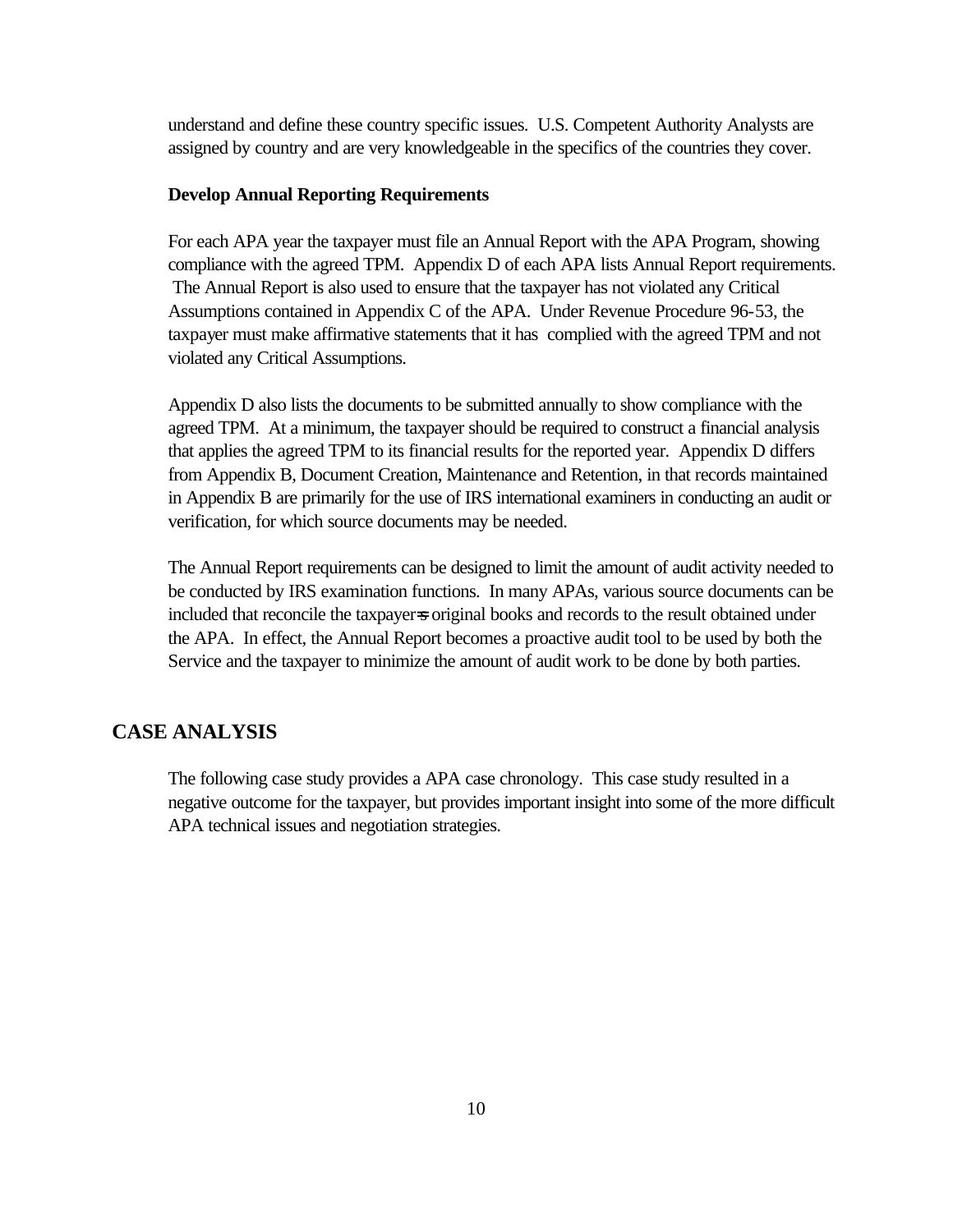understand and define these country specific issues. U.S. Competent Authority Analysts are assigned by country and are very knowledgeable in the specifics of the countries they cover.

### Develop Annual Reporting Requirements

For each APA year the taxpayer must file an Annual Report with the APA Program, showing compliance with the agreed TPM. Appendix D of each APA lists Annual Report requirements. The Annual Report is also used to ensure that the taxpayer has not violated any Critical Assumptions contained in Appendix C of the APA. Under Revenue Procedure 96-53, the taxpayer must make affirmative statements that it has complied with the agreed TPM and not violated any Critical Assumptions.

Appendix D also lists the documents to be submitted annually to show compliance with the agreed TPM. At a minimum, the taxpayer should be required to construct a financial analysis that applies the agreed TPM to its financial results for the reported year. Appendix D differs from Appendix B, Document Creation, Maintenance and Retention, in that records maintained in Appendix B are primarily for the use of IRS international examiners in conducting an audit or verification, for which source documents may be needed.

The Annual Report requirements can be designed to limit the amount of audit activity needed to be conducted by IRS examination functions. In many APAs, various source documents can be included that reconcile the taxpayer=s original books and records to the result obtained under the APA. In effect, the Annual Report becomes a proactive audit tool to be used by both the Service and the taxpayer to minimize the amount of audit work to be done by both parties.

## CASE ANALYSIS

The following case study provides a APA case chronology. This case study resulted in a negative outcome for the taxpayer, but provides important insight into some of the more difficult APA technical issues and negotiation strategies.